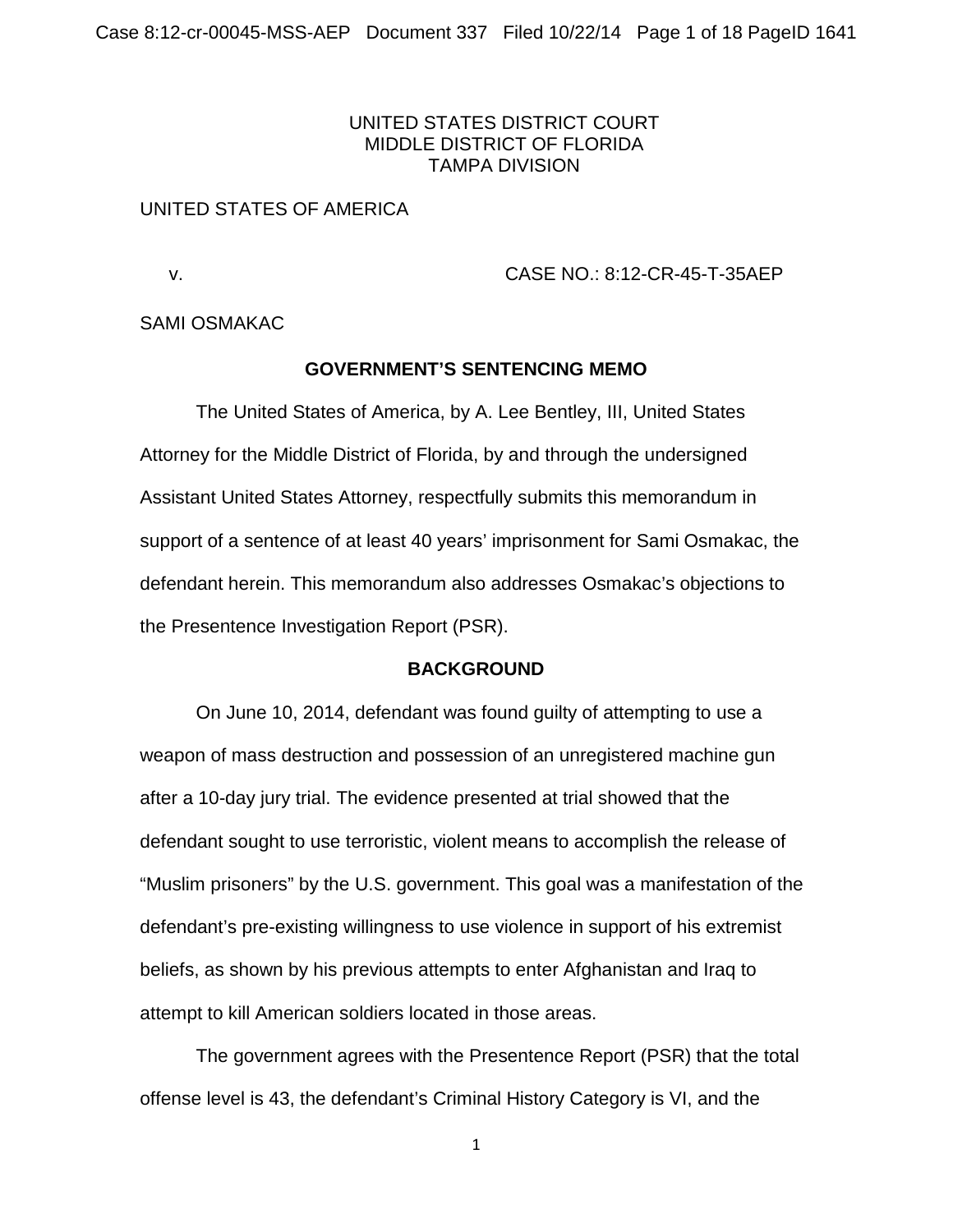UNITED STATES DISTRICT COURT
MIDDLE DISTRICT OF FLORIDA
TAMPA DIVISION

UNITED STATES OF AMERICA

v. CASE NO.: 8:12-CR-45-T-35AEP

SAMI OSMAKAC

## GOVERNMENT'S SENTENCING MEMO

The United States of America, by A. Lee Bentley, III, United States Attorney for the Middle District of Florida, by and through the undersigned Assistant United States Attorney, respectfully submits this memorandum in support of a sentence of at least 40 years' imprisonment for Sami Osmakac, the defendant herein. This memorandum also addresses Osmakac's objections to the Presentence Investigation Report (PSR).

## BACKGROUND

On June 10, 2014, defendant was found guilty of attempting to use a weapon of mass destruction and possession of an unregistered machine gun after a 10-day jury trial. The evidence presented at trial showed that the defendant sought to use terroristic, violent means to accomplish the release of "Muslim prisoners" by the U.S. government. This goal was a manifestation of the defendant's pre-existing willingness to use violence in support of his extremist beliefs, as shown by his previous attempts to enter Afghanistan and Iraq to attempt to kill American soldiers located in those areas.

The government agrees with the Presentence Report (PSR) that the total offense level is 43, the defendant's Criminal History Category is VI, and the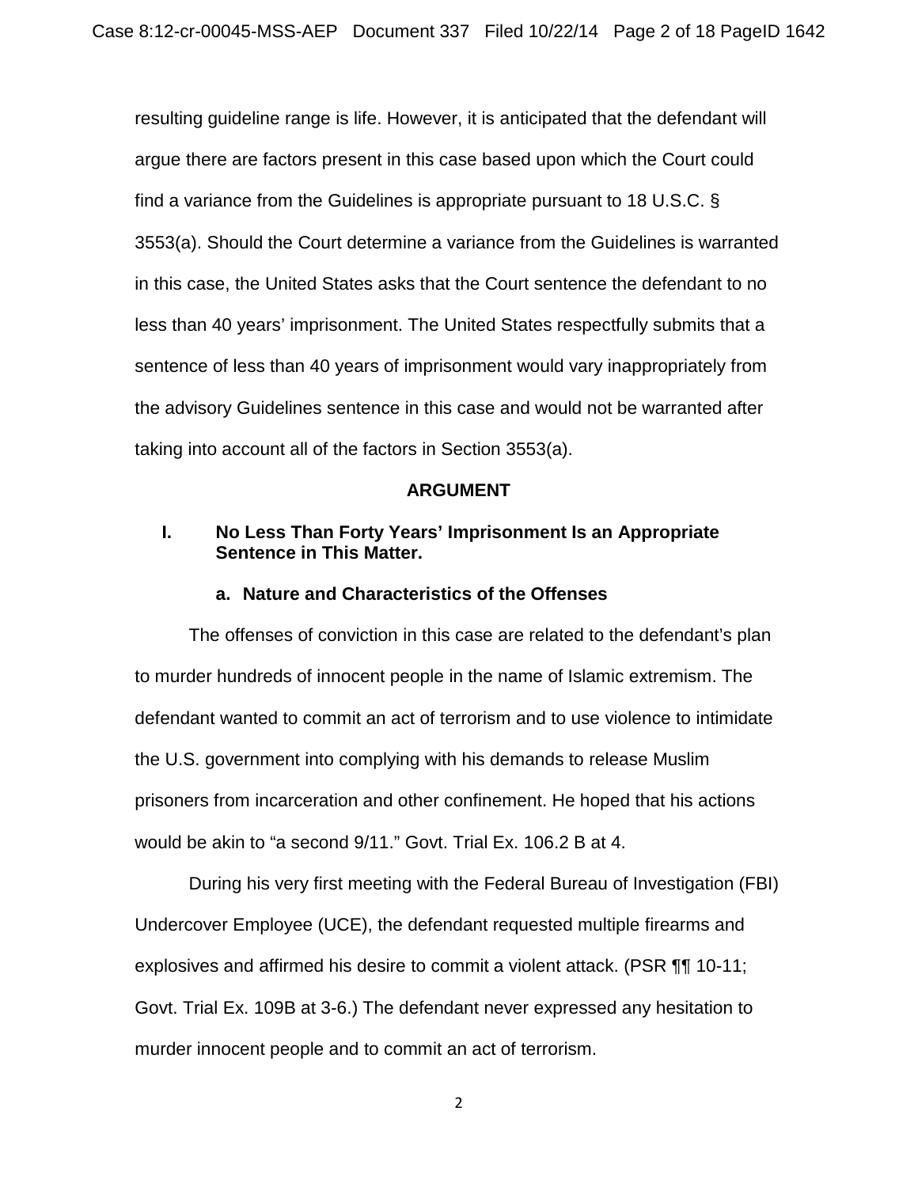resulting guideline range is life. However, it is anticipated that the defendant will argue there are factors present in this case based upon which the Court could find a variance from the Guidelines is appropriate pursuant to 18 U.S.C. § 3553(a). Should the Court determine a variance from the Guidelines is warranted in this case, the United States asks that the Court sentence the defendant to no less than 40 years' imprisonment. The United States respectfully submits that a sentence of less than 40 years of imprisonment would vary inappropriately from the advisory Guidelines sentence in this case and would not be warranted after taking into account all of the factors in Section 3553(a).

## ARGUMENT

### I. No Less Than Forty Years' Imprisonment Is an Appropriate Sentence in This Matter.

#### a. Nature and Characteristics of the Offenses

The offenses of conviction in this case are related to the defendant's plan to murder hundreds of innocent people in the name of Islamic extremism. The defendant wanted to commit an act of terrorism and to use violence to intimidate the U.S. government into complying with his demands to release Muslim prisoners from incarceration and other confinement. He hoped that his actions would be akin to "a second 9/11." Govt. Trial Ex. 106.2 B at 4.

During his very first meeting with the Federal Bureau of Investigation (FBI) Undercover Employee (UCE), the defendant requested multiple firearms and explosives and affirmed his desire to commit a violent attack. (PSR ¶¶ 10-11; Govt. Trial Ex. 109B at 3-6.) The defendant never expressed any hesitation to murder innocent people and to commit an act of terrorism.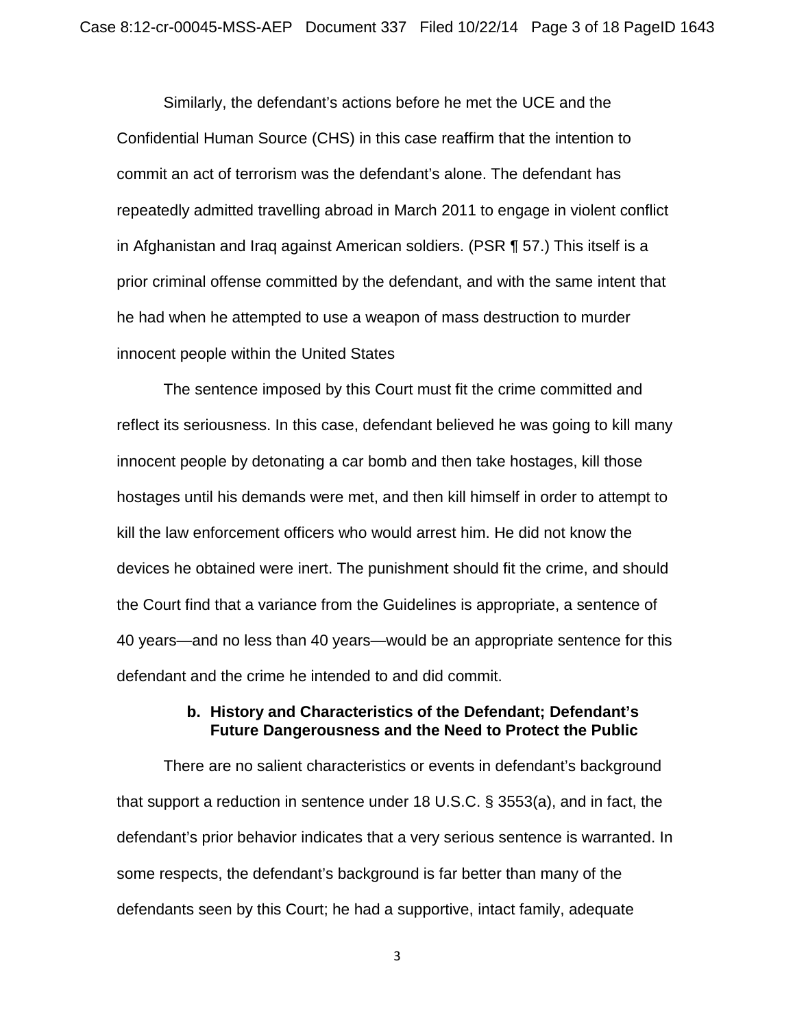Similarly, the defendant's actions before he met the UCE and the Confidential Human Source (CHS) in this case reaffirm that the intention to commit an act of terrorism was the defendant's alone. The defendant has repeatedly admitted travelling abroad in March 2011 to engage in violent conflict in Afghanistan and Iraq against American soldiers. (PSR ¶ 57.) This itself is a prior criminal offense committed by the defendant, and with the same intent that he had when he attempted to use a weapon of mass destruction to murder innocent people within the United States

The sentence imposed by this Court must fit the crime committed and reflect its seriousness. In this case, defendant believed he was going to kill many innocent people by detonating a car bomb and then take hostages, kill those hostages until his demands were met, and then kill himself in order to attempt to kill the law enforcement officers who would arrest him. He did not know the devices he obtained were inert. The punishment should fit the crime, and should the Court find that a variance from the Guidelines is appropriate, a sentence of 40 years—and no less than 40 years—would be an appropriate sentence for this defendant and the crime he intended to and did commit.

**b. History and Characteristics of the Defendant; Defendant's Future Dangerousness and the Need to Protect the Public**

There are no salient characteristics or events in defendant's background that support a reduction in sentence under 18 U.S.C. § 3553(a), and in fact, the defendant's prior behavior indicates that a very serious sentence is warranted. In some respects, the defendant's background is far better than many of the defendants seen by this Court; he had a supportive, intact family, adequate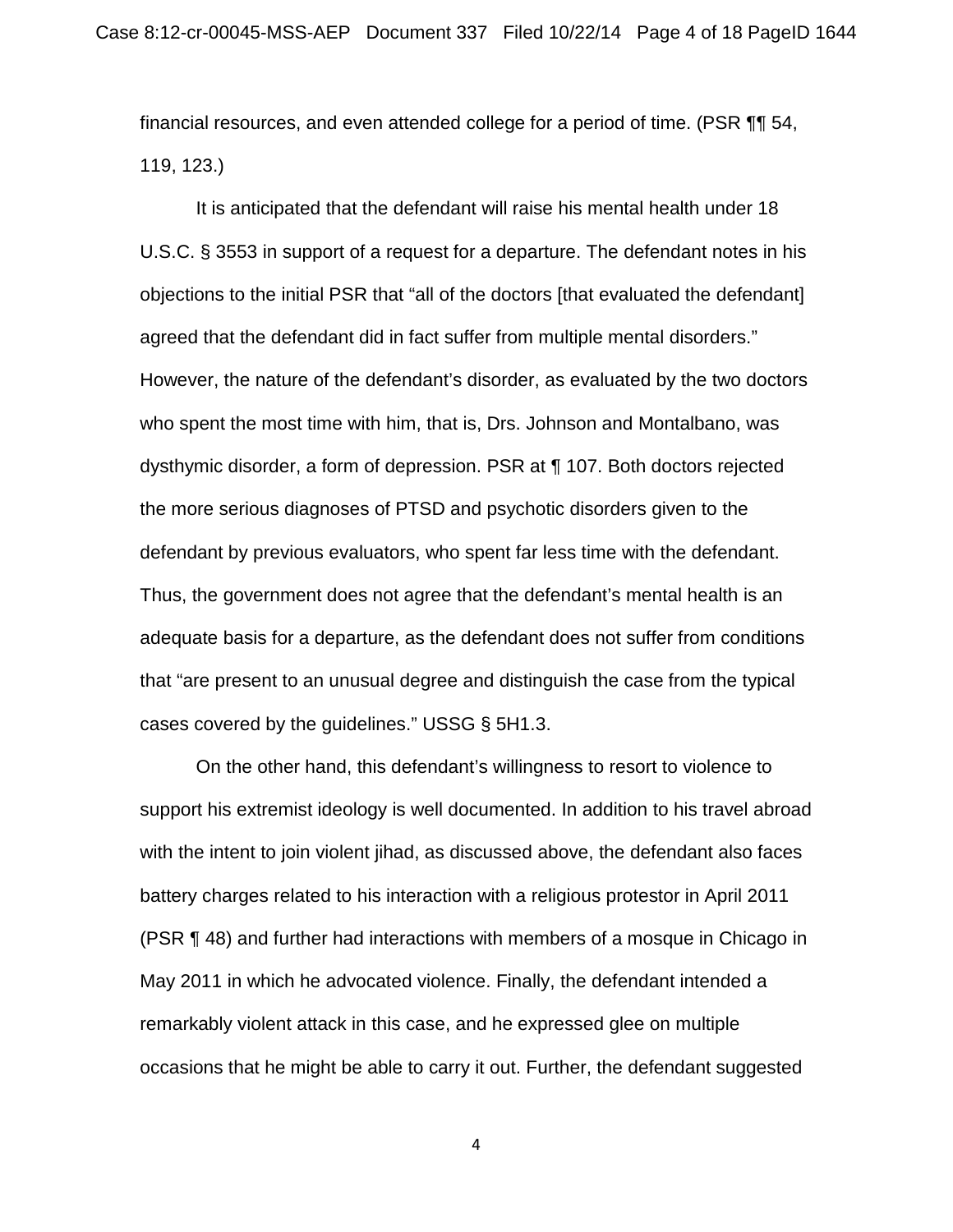financial resources, and even attended college for a period of time. (PSR ¶¶ 54, 119, 123.)

It is anticipated that the defendant will raise his mental health under 18 U.S.C. § 3553 in support of a request for a departure. The defendant notes in his objections to the initial PSR that "all of the doctors [that evaluated the defendant] agreed that the defendant did in fact suffer from multiple mental disorders." However, the nature of the defendant's disorder, as evaluated by the two doctors who spent the most time with him, that is, Drs. Johnson and Montalbano, was dysthymic disorder, a form of depression. PSR at ¶ 107. Both doctors rejected the more serious diagnoses of PTSD and psychotic disorders given to the defendant by previous evaluators, who spent far less time with the defendant. Thus, the government does not agree that the defendant's mental health is an adequate basis for a departure, as the defendant does not suffer from conditions that "are present to an unusual degree and distinguish the case from the typical cases covered by the guidelines." USSG § 5H1.3.

On the other hand, this defendant's willingness to resort to violence to support his extremist ideology is well documented. In addition to his travel abroad with the intent to join violent jihad, as discussed above, the defendant also faces battery charges related to his interaction with a religious protestor in April 2011 (PSR ¶ 48) and further had interactions with members of a mosque in Chicago in May 2011 in which he advocated violence. Finally, the defendant intended a remarkably violent attack in this case, and he expressed glee on multiple occasions that he might be able to carry it out. Further, the defendant suggested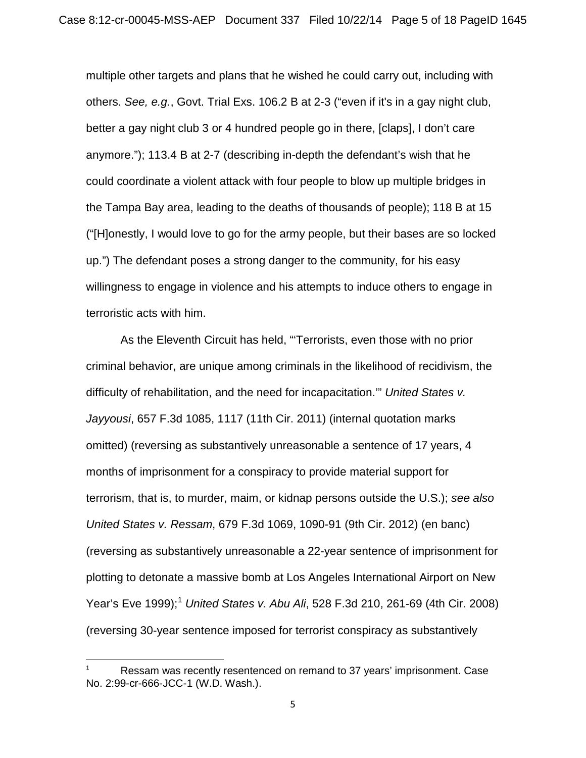multiple other targets and plans that he wished he could carry out, including with others. *See, e.g.*, Govt. Trial Exs. 106.2 B at 2-3 ("even if it's in a gay night club, better a gay night club 3 or 4 hundred people go in there, [claps], I don't care anymore."); 113.4 B at 2-7 (describing in-depth the defendant's wish that he could coordinate a violent attack with four people to blow up multiple bridges in the Tampa Bay area, leading to the deaths of thousands of people); 118 B at 15 ("[H]onestly, I would love to go for the army people, but their bases are so locked up.") The defendant poses a strong danger to the community, for his easy willingness to engage in violence and his attempts to induce others to engage in terroristic acts with him.

As the Eleventh Circuit has held, "'Terrorists, even those with no prior criminal behavior, are unique among criminals in the likelihood of recidivism, the difficulty of rehabilitation, and the need for incapacitation.'" *United States v. Jayyousi*, 657 F.3d 1085, 1117 (11th Cir. 2011) (internal quotation marks omitted) (reversing as substantively unreasonable a sentence of 17 years, 4 months of imprisonment for a conspiracy to provide material support for terrorism, that is, to murder, maim, or kidnap persons outside the U.S.); *see also United States v. Ressam*, 679 F.3d 1069, 1090-91 (9th Cir. 2012) (en banc) (reversing as substantively unreasonable a 22-year sentence of imprisonment for plotting to detonate a massive bomb at Los Angeles International Airport on New Year's Eve 1999);[1] *United States v. Abu Ali*, 528 F.3d 210, 261-69 (4th Cir. 2008) (reversing 30-year sentence imposed for terrorist conspiracy as substantively

---

[1] Ressam was recently resentenced on remand to 37 years' imprisonment. Case No. 2:99-cr-666-JCC-1 (W.D. Wash.).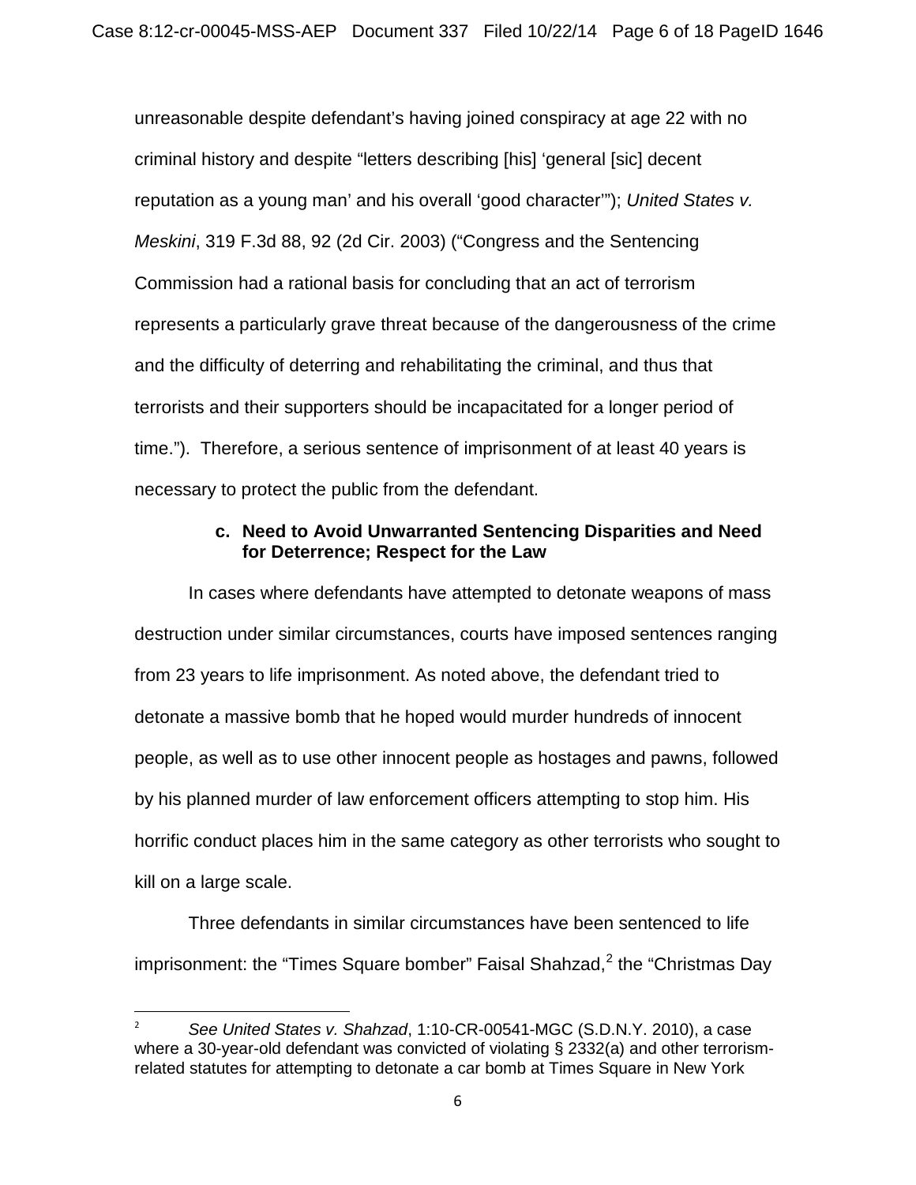unreasonable despite defendant's having joined conspiracy at age 22 with no criminal history and despite "letters describing [his] 'general [sic] decent reputation as a young man' and his overall 'good character'"); *United States v. Meskini*, 319 F.3d 88, 92 (2d Cir. 2003) ("Congress and the Sentencing Commission had a rational basis for concluding that an act of terrorism represents a particularly grave threat because of the dangerousness of the crime and the difficulty of deterring and rehabilitating the criminal, and thus that terrorists and their supporters should be incapacitated for a longer period of time."). Therefore, a serious sentence of imprisonment of at least 40 years is necessary to protect the public from the defendant.

**c. Need to Avoid Unwarranted Sentencing Disparities and Need for Deterrence; Respect for the Law**

In cases where defendants have attempted to detonate weapons of mass destruction under similar circumstances, courts have imposed sentences ranging from 23 years to life imprisonment. As noted above, the defendant tried to detonate a massive bomb that he hoped would murder hundreds of innocent people, as well as to use other innocent people as hostages and pawns, followed by his planned murder of law enforcement officers attempting to stop him. His horrific conduct places him in the same category as other terrorists who sought to kill on a large scale.

Three defendants in similar circumstances have been sentenced to life imprisonment: the "Times Square bomber" Faisal Shahzad,[2] the "Christmas Day

---

[2] *See United States v. Shahzad*, 1:10-CR-00541-MGC (S.D.N.Y. 2010), a case where a 30-year-old defendant was convicted of violating § 2332(a) and other terrorism-related statutes for attempting to detonate a car bomb at Times Square in New York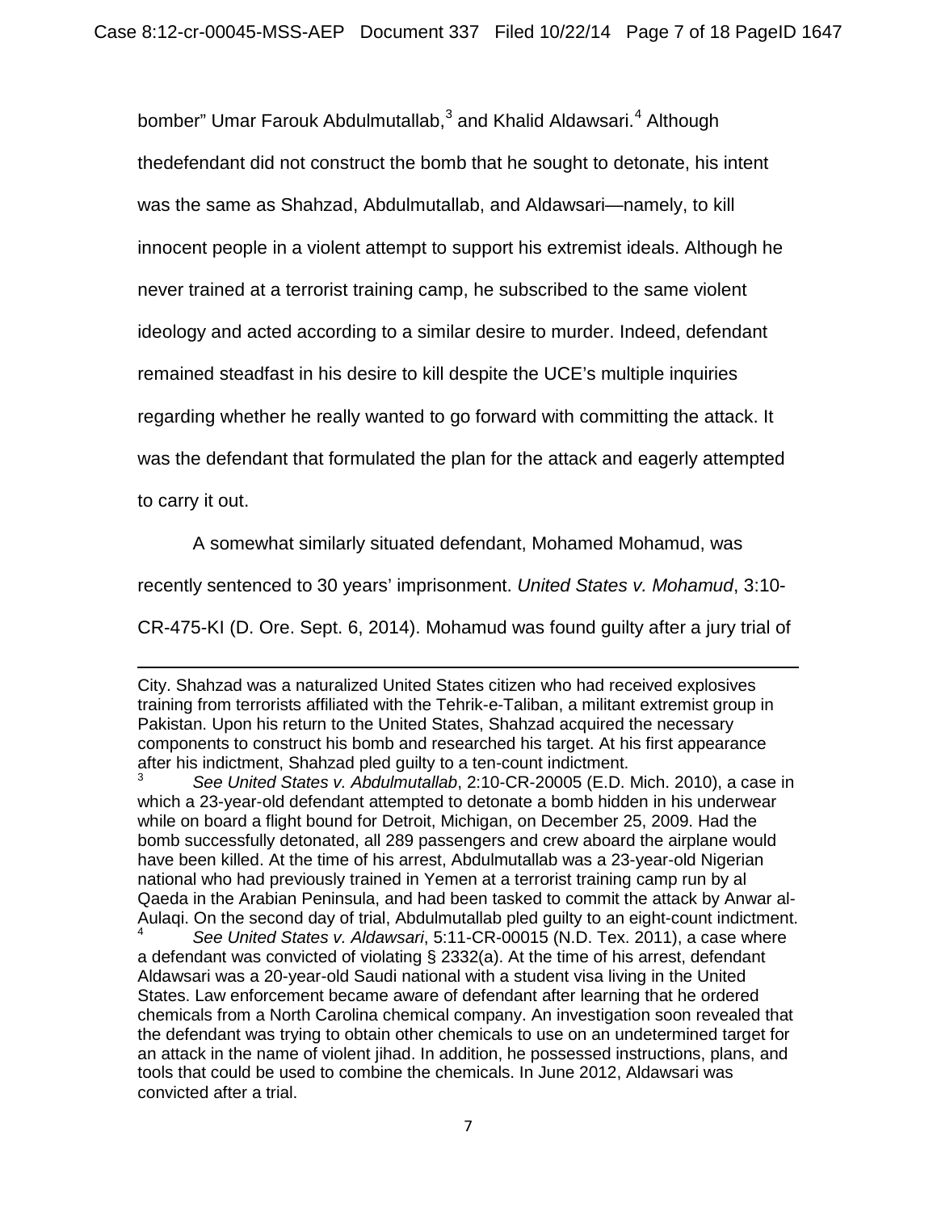bomber" Umar Farouk Abdulmutallab,[3] and Khalid Aldawsari.[4] Although thedefendant did not construct the bomb that he sought to detonate, his intent was the same as Shahzad, Abdulmutallab, and Aldawsari—namely, to kill innocent people in a violent attempt to support his extremist ideals. Although he never trained at a terrorist training camp, he subscribed to the same violent ideology and acted according to a similar desire to murder. Indeed, defendant remained steadfast in his desire to kill despite the UCE's multiple inquiries regarding whether he really wanted to go forward with committing the attack. It was the defendant that formulated the plan for the attack and eagerly attempted to carry it out.

A somewhat similarly situated defendant, Mohamed Mohamud, was recently sentenced to 30 years' imprisonment. *United States v. Mohamud*, 3:10-CR-475-KI (D. Ore. Sept. 6, 2014). Mohamud was found guilty after a jury trial of

---

City. Shahzad was a naturalized United States citizen who had received explosives training from terrorists affiliated with the Tehrik-e-Taliban, a militant extremist group in Pakistan. Upon his return to the United States, Shahzad acquired the necessary components to construct his bomb and researched his target. At his first appearance after his indictment, Shahzad pled guilty to a ten-count indictment.

[3] *See United States v. Abdulmutallab*, 2:10-CR-20005 (E.D. Mich. 2010), a case in which a 23-year-old defendant attempted to detonate a bomb hidden in his underwear while on board a flight bound for Detroit, Michigan, on December 25, 2009. Had the bomb successfully detonated, all 289 passengers and crew aboard the airplane would have been killed. At the time of his arrest, Abdulmutallab was a 23-year-old Nigerian national who had previously trained in Yemen at a terrorist training camp run by al Qaeda in the Arabian Peninsula, and had been tasked to commit the attack by Anwar al-Aulaqi. On the second day of trial, Abdulmutallab pled guilty to an eight-count indictment.

[4] *See United States v. Aldawsari*, 5:11-CR-00015 (N.D. Tex. 2011), a case where a defendant was convicted of violating § 2332(a). At the time of his arrest, defendant Aldawsari was a 20-year-old Saudi national with a student visa living in the United States. Law enforcement became aware of defendant after learning that he ordered chemicals from a North Carolina chemical company. An investigation soon revealed that the defendant was trying to obtain other chemicals to use on an undetermined target for an attack in the name of violent jihad. In addition, he possessed instructions, plans, and tools that could be used to combine the chemicals. In June 2012, Aldawsari was convicted after a trial.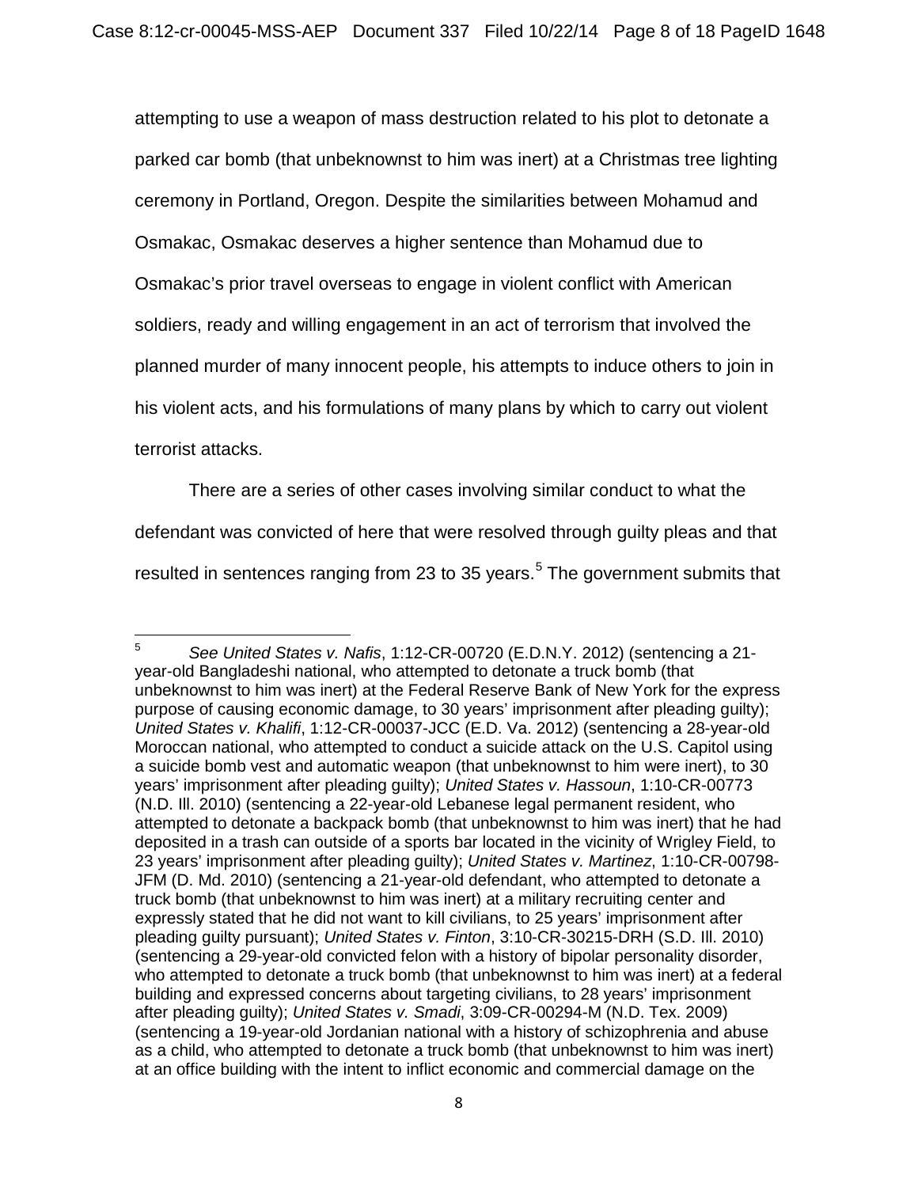attempting to use a weapon of mass destruction related to his plot to detonate a parked car bomb (that unbeknownst to him was inert) at a Christmas tree lighting ceremony in Portland, Oregon. Despite the similarities between Mohamud and Osmakac, Osmakac deserves a higher sentence than Mohamud due to Osmakac's prior travel overseas to engage in violent conflict with American soldiers, ready and willing engagement in an act of terrorism that involved the planned murder of many innocent people, his attempts to induce others to join in his violent acts, and his formulations of many plans by which to carry out violent terrorist attacks.

There are a series of other cases involving similar conduct to what the defendant was convicted of here that were resolved through guilty pleas and that resulted in sentences ranging from 23 to 35 years.[5] The government submits that

---

[5] *See United States v. Nafis*, 1:12-CR-00720 (E.D.N.Y. 2012) (sentencing a 21-year-old Bangladeshi national, who attempted to detonate a truck bomb (that unbeknownst to him was inert) at the Federal Reserve Bank of New York for the express purpose of causing economic damage, to 30 years' imprisonment after pleading guilty); *United States v. Khalifi*, 1:12-CR-00037-JCC (E.D. Va. 2012) (sentencing a 28-year-old Moroccan national, who attempted to conduct a suicide attack on the U.S. Capitol using a suicide bomb vest and automatic weapon (that unbeknownst to him were inert), to 30 years' imprisonment after pleading guilty); *United States v. Hassoun*, 1:10-CR-00773 (N.D. Ill. 2010) (sentencing a 22-year-old Lebanese legal permanent resident, who attempted to detonate a backpack bomb (that unbeknownst to him was inert) that he had deposited in a trash can outside of a sports bar located in the vicinity of Wrigley Field, to 23 years' imprisonment after pleading guilty); *United States v. Martinez*, 1:10-CR-00798-JFM (D. Md. 2010) (sentencing a 21-year-old defendant, who attempted to detonate a truck bomb (that unbeknownst to him was inert) at a military recruiting center and expressly stated that he did not want to kill civilians, to 25 years' imprisonment after pleading guilty pursuant); *United States v. Finton*, 3:10-CR-30215-DRH (S.D. Ill. 2010) (sentencing a 29-year-old convicted felon with a history of bipolar personality disorder, who attempted to detonate a truck bomb (that unbeknownst to him was inert) at a federal building and expressed concerns about targeting civilians, to 28 years' imprisonment after pleading guilty); *United States v. Smadi*, 3:09-CR-00294-M (N.D. Tex. 2009) (sentencing a 19-year-old Jordanian national with a history of schizophrenia and abuse as a child, who attempted to detonate a truck bomb (that unbeknownst to him was inert) at an office building with the intent to inflict economic and commercial damage on the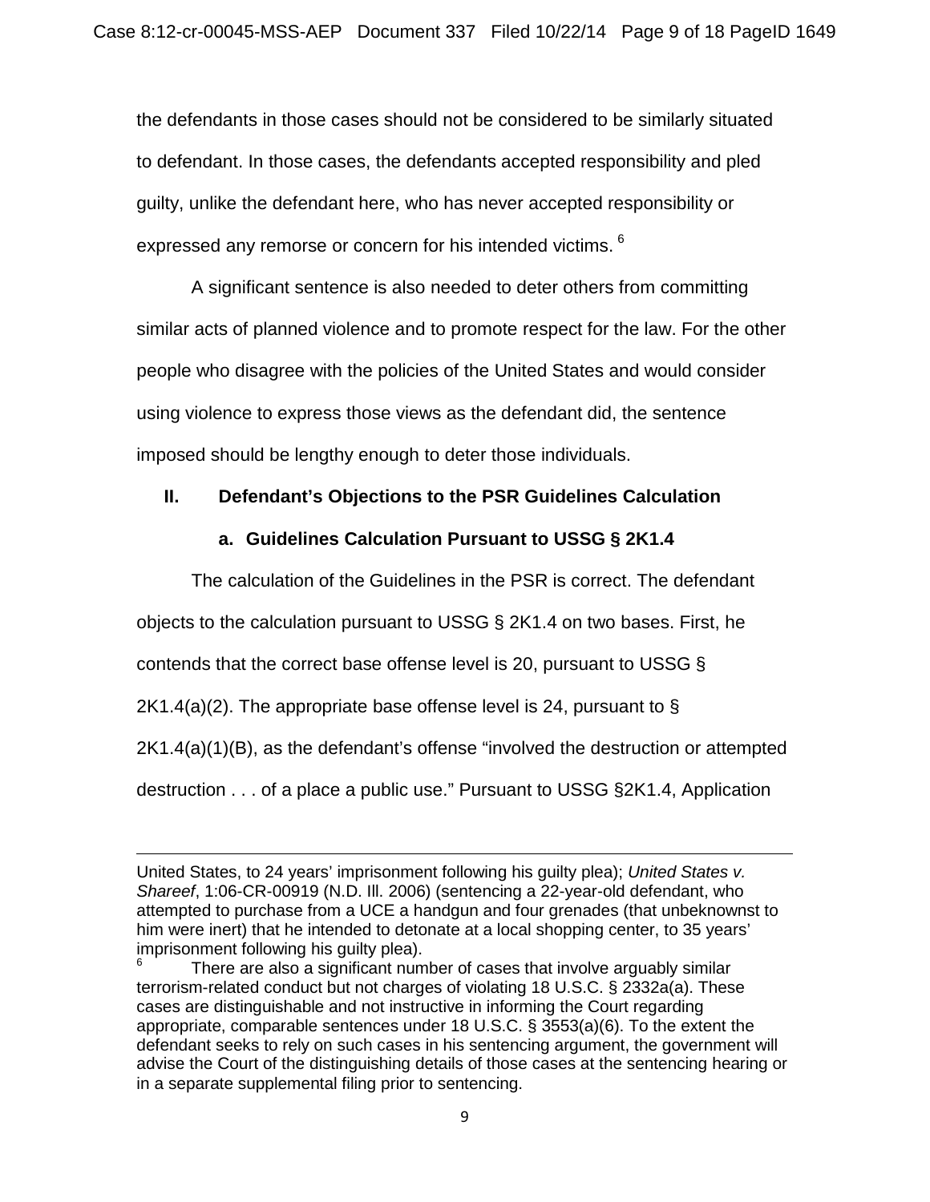the defendants in those cases should not be considered to be similarly situated to defendant. In those cases, the defendants accepted responsibility and pled guilty, unlike the defendant here, who has never accepted responsibility or expressed any remorse or concern for his intended victims. [6]

A significant sentence is also needed to deter others from committing similar acts of planned violence and to promote respect for the law. For the other people who disagree with the policies of the United States and would consider using violence to express those views as the defendant did, the sentence imposed should be lengthy enough to deter those individuals.

## II. Defendant's Objections to the PSR Guidelines Calculation

### a. Guidelines Calculation Pursuant to USSG § 2K1.4

The calculation of the Guidelines in the PSR is correct. The defendant objects to the calculation pursuant to USSG § 2K1.4 on two bases. First, he contends that the correct base offense level is 20, pursuant to USSG § 2K1.4(a)(2). The appropriate base offense level is 24, pursuant to § 2K1.4(a)(1)(B), as the defendant's offense "involved the destruction or attempted destruction . . . of a place a public use." Pursuant to USSG §2K1.4, Application

---

United States, to 24 years' imprisonment following his guilty plea); *United States v. Shareef*, 1:06-CR-00919 (N.D. Ill. 2006) (sentencing a 22-year-old defendant, who attempted to purchase from a UCE a handgun and four grenades (that unbeknownst to him were inert) that he intended to detonate at a local shopping center, to 35 years' imprisonment following his guilty plea).

[6] There are also a significant number of cases that involve arguably similar terrorism-related conduct but not charges of violating 18 U.S.C. § 2332a(a). These cases are distinguishable and not instructive in informing the Court regarding appropriate, comparable sentences under 18 U.S.C. § 3553(a)(6). To the extent the defendant seeks to rely on such cases in his sentencing argument, the government will advise the Court of the distinguishing details of those cases at the sentencing hearing or in a separate supplemental filing prior to sentencing.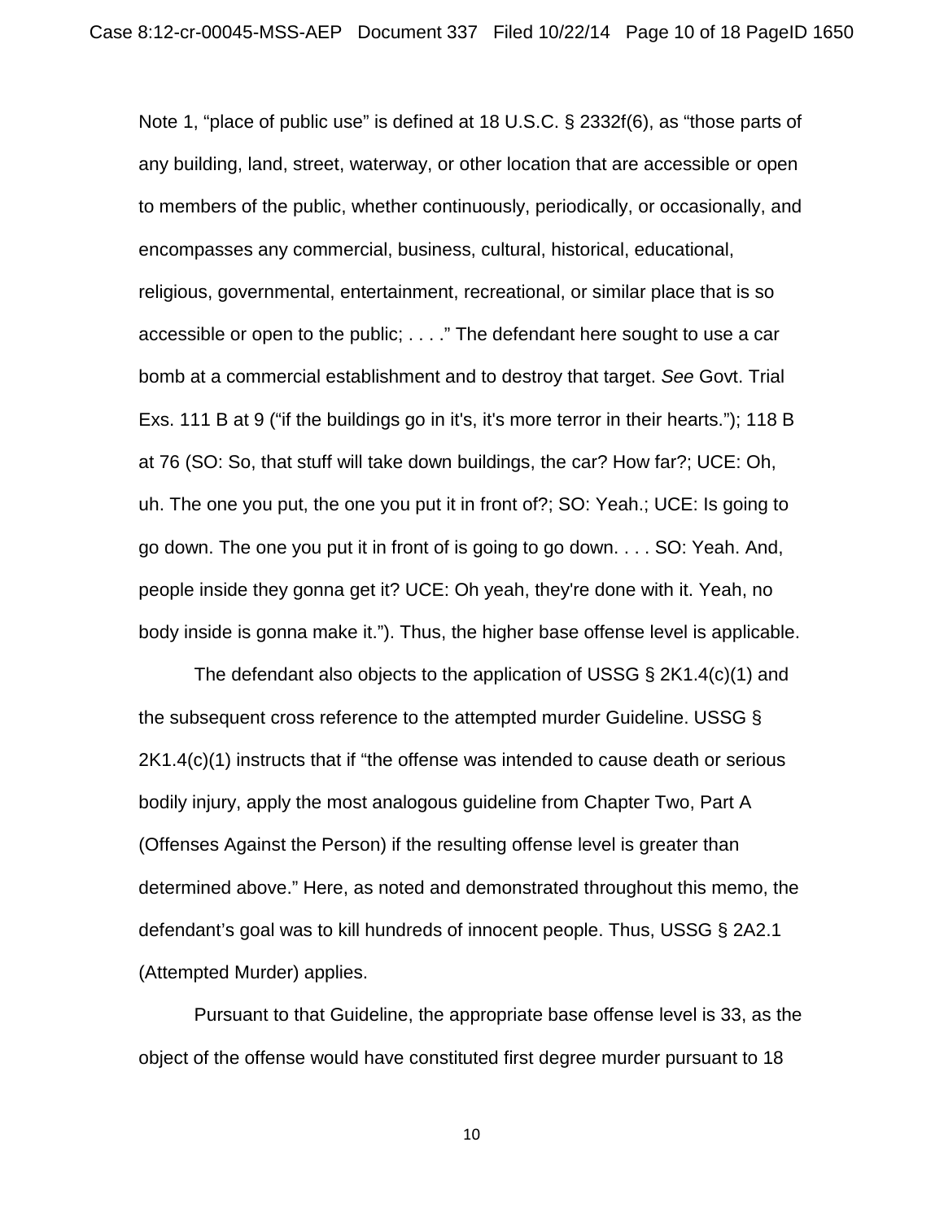Note 1, "place of public use" is defined at 18 U.S.C. § 2332f(6), as "those parts of any building, land, street, waterway, or other location that are accessible or open to members of the public, whether continuously, periodically, or occasionally, and encompasses any commercial, business, cultural, historical, educational, religious, governmental, entertainment, recreational, or similar place that is so accessible or open to the public; . . . ." The defendant here sought to use a car bomb at a commercial establishment and to destroy that target. *See* Govt. Trial Exs. 111 B at 9 ("if the buildings go in it's, it's more terror in their hearts."); 118 B at 76 (SO: So, that stuff will take down buildings, the car? How far?; UCE: Oh, uh. The one you put, the one you put it in front of?; SO: Yeah.; UCE: Is going to go down. The one you put it in front of is going to go down. . . . SO: Yeah. And, people inside they gonna get it? UCE: Oh yeah, they're done with it. Yeah, no body inside is gonna make it."). Thus, the higher base offense level is applicable.

The defendant also objects to the application of USSG § 2K1.4(c)(1) and the subsequent cross reference to the attempted murder Guideline. USSG § 2K1.4(c)(1) instructs that if "the offense was intended to cause death or serious bodily injury, apply the most analogous guideline from Chapter Two, Part A (Offenses Against the Person) if the resulting offense level is greater than determined above." Here, as noted and demonstrated throughout this memo, the defendant's goal was to kill hundreds of innocent people. Thus, USSG § 2A2.1 (Attempted Murder) applies.

Pursuant to that Guideline, the appropriate base offense level is 33, as the object of the offense would have constituted first degree murder pursuant to 18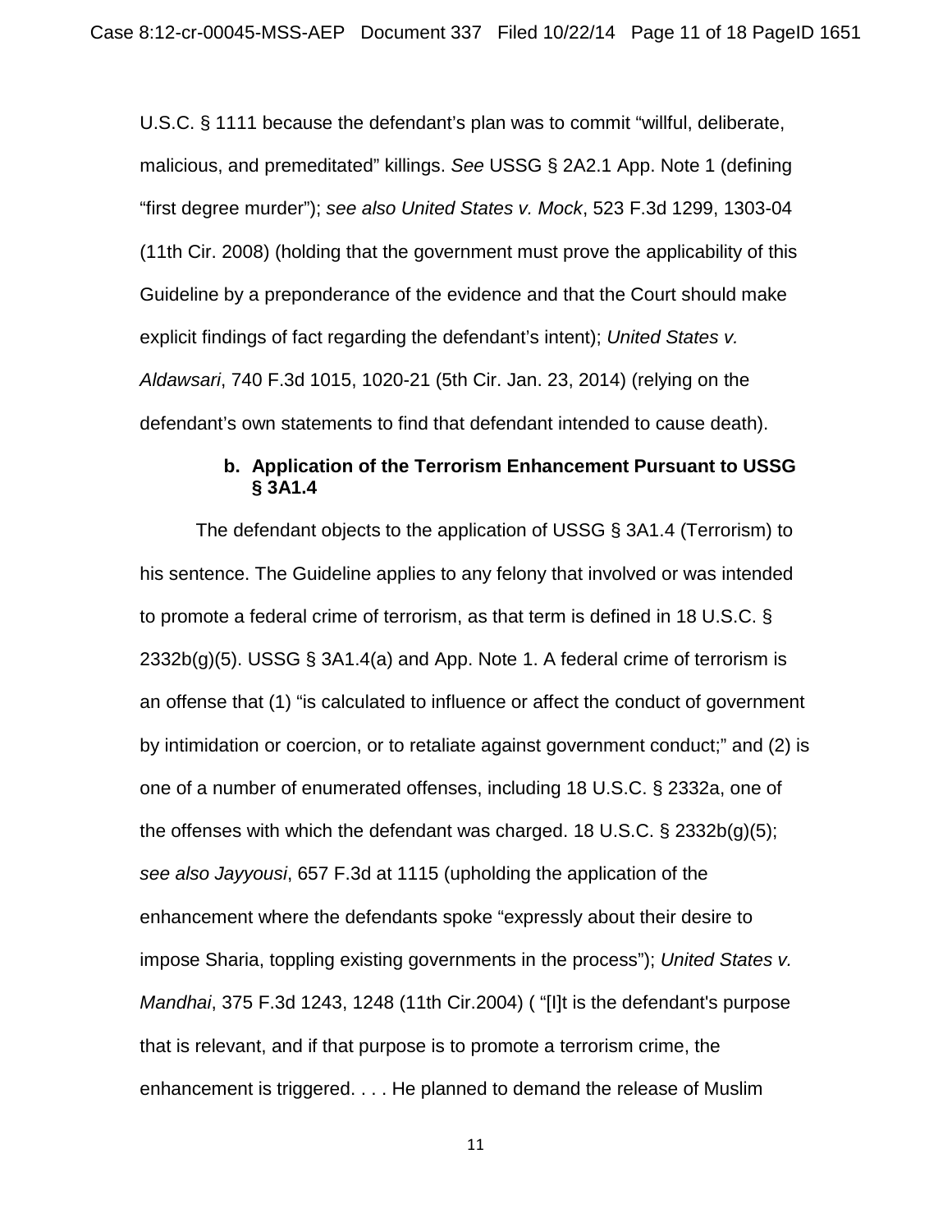U.S.C. § 1111 because the defendant's plan was to commit "willful, deliberate, malicious, and premeditated" killings. *See* USSG § 2A2.1 App. Note 1 (defining "first degree murder"); *see also United States v. Mock*, 523 F.3d 1299, 1303-04 (11th Cir. 2008) (holding that the government must prove the applicability of this Guideline by a preponderance of the evidence and that the Court should make explicit findings of fact regarding the defendant's intent); *United States v. Aldawsari*, 740 F.3d 1015, 1020-21 (5th Cir. Jan. 23, 2014) (relying on the defendant's own statements to find that defendant intended to cause death).

**b. Application of the Terrorism Enhancement Pursuant to USSG § 3A1.4**

The defendant objects to the application of USSG § 3A1.4 (Terrorism) to his sentence. The Guideline applies to any felony that involved or was intended to promote a federal crime of terrorism, as that term is defined in 18 U.S.C. § 2332b(g)(5). USSG § 3A1.4(a) and App. Note 1. A federal crime of terrorism is an offense that (1) "is calculated to influence or affect the conduct of government by intimidation or coercion, or to retaliate against government conduct;" and (2) is one of a number of enumerated offenses, including 18 U.S.C. § 2332a, one of the offenses with which the defendant was charged. 18 U.S.C. § 2332b(g)(5); *see also Jayyousi*, 657 F.3d at 1115 (upholding the application of the enhancement where the defendants spoke "expressly about their desire to impose Sharia, toppling existing governments in the process"); *United States v. Mandhai*, 375 F.3d 1243, 1248 (11th Cir.2004) ( "[I]t is the defendant's purpose that is relevant, and if that purpose is to promote a terrorism crime, the enhancement is triggered. . . . He planned to demand the release of Muslim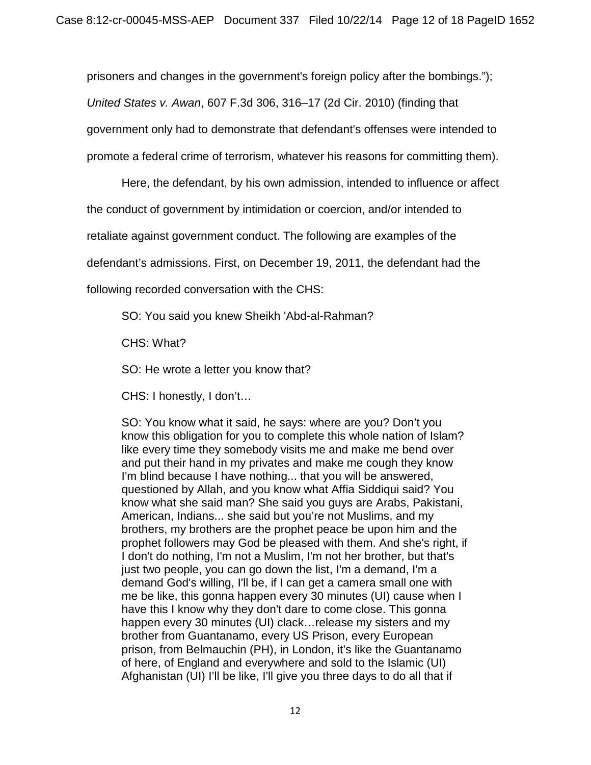prisoners and changes in the government's foreign policy after the bombings.");
*United States v. Awan*, 607 F.3d 306, 316–17 (2d Cir. 2010) (finding that government only had to demonstrate that defendant's offenses were intended to promote a federal crime of terrorism, whatever his reasons for committing them).

Here, the defendant, by his own admission, intended to influence or affect the conduct of government by intimidation or coercion, and/or intended to retaliate against government conduct. The following are examples of the defendant's admissions. First, on December 19, 2011, the defendant had the following recorded conversation with the CHS:

> SO: You said you knew Sheikh 'Abd-al-Rahman?
>
> CHS: What?
>
> SO: He wrote a letter you know that?
>
> CHS: I honestly, I don't…
>
> SO: You know what it said, he says: where are you? Don't you know this obligation for you to complete this whole nation of Islam? like every time they somebody visits me and make me bend over and put their hand in my privates and make me cough they know I'm blind because I have nothing... that you will be answered, questioned by Allah, and you know what Affia Siddiqui said? You know what she said man? She said you guys are Arabs, Pakistani, American, Indians... she said but you're not Muslims, and my brothers, my brothers are the prophet peace be upon him and the prophet followers may God be pleased with them. And she's right, if I don't do nothing, I'm not a Muslim, I'm not her brother, but that's just two people, you can go down the list, I'm a demand, I'm a demand God's willing, I'll be, if I can get a camera small one with me be like, this gonna happen every 30 minutes (UI) cause when I have this I know why they don't dare to come close. This gonna happen every 30 minutes (UI) clack…release my sisters and my brother from Guantanamo, every US Prison, every European prison, from Belmauchin (PH), in London, it's like the Guantanamo of here, of England and everywhere and sold to the Islamic (UI) Afghanistan (UI) I'll be like, I'll give you three days to do all that if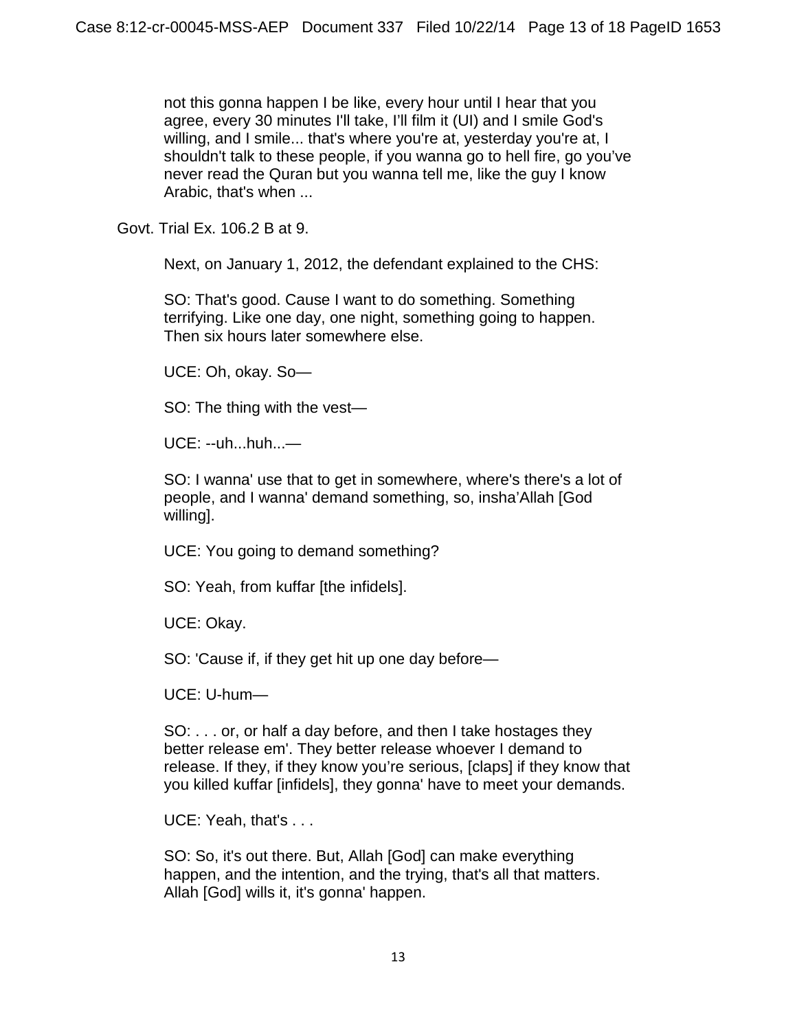> not this gonna happen I be like, every hour until I hear that you agree, every 30 minutes I'll take, I'll film it (UI) and I smile God's willing, and I smile... that's where you're at, yesterday you're at, I shouldn't talk to these people, if you wanna go to hell fire, go you've never read the Quran but you wanna tell me, like the guy I know Arabic, that's when ...

Govt. Trial Ex. 106.2 B at 9.

Next, on January 1, 2012, the defendant explained to the CHS:

> SO: That's good. Cause I want to do something. Something terrifying. Like one day, one night, something going to happen. Then six hours later somewhere else.
>
> UCE: Oh, okay. So—
>
> SO: The thing with the vest—
>
> UCE: --uh...huh...—
>
> SO: I wanna' use that to get in somewhere, where's there's a lot of people, and I wanna' demand something, so, insha'Allah [God willing].
>
> UCE: You going to demand something?
>
> SO: Yeah, from kuffar [the infidels].
>
> UCE: Okay.
>
> SO: 'Cause if, if they get hit up one day before—
>
> UCE: U-hum—
>
> SO: . . . or, or half a day before, and then I take hostages they better release em'. They better release whoever I demand to release. If they, if they know you're serious, [claps] if they know that you killed kuffar [infidels], they gonna' have to meet your demands.
>
> UCE: Yeah, that's . . .
>
> SO: So, it's out there. But, Allah [God] can make everything happen, and the intention, and the trying, that's all that matters. Allah [God] wills it, it's gonna' happen.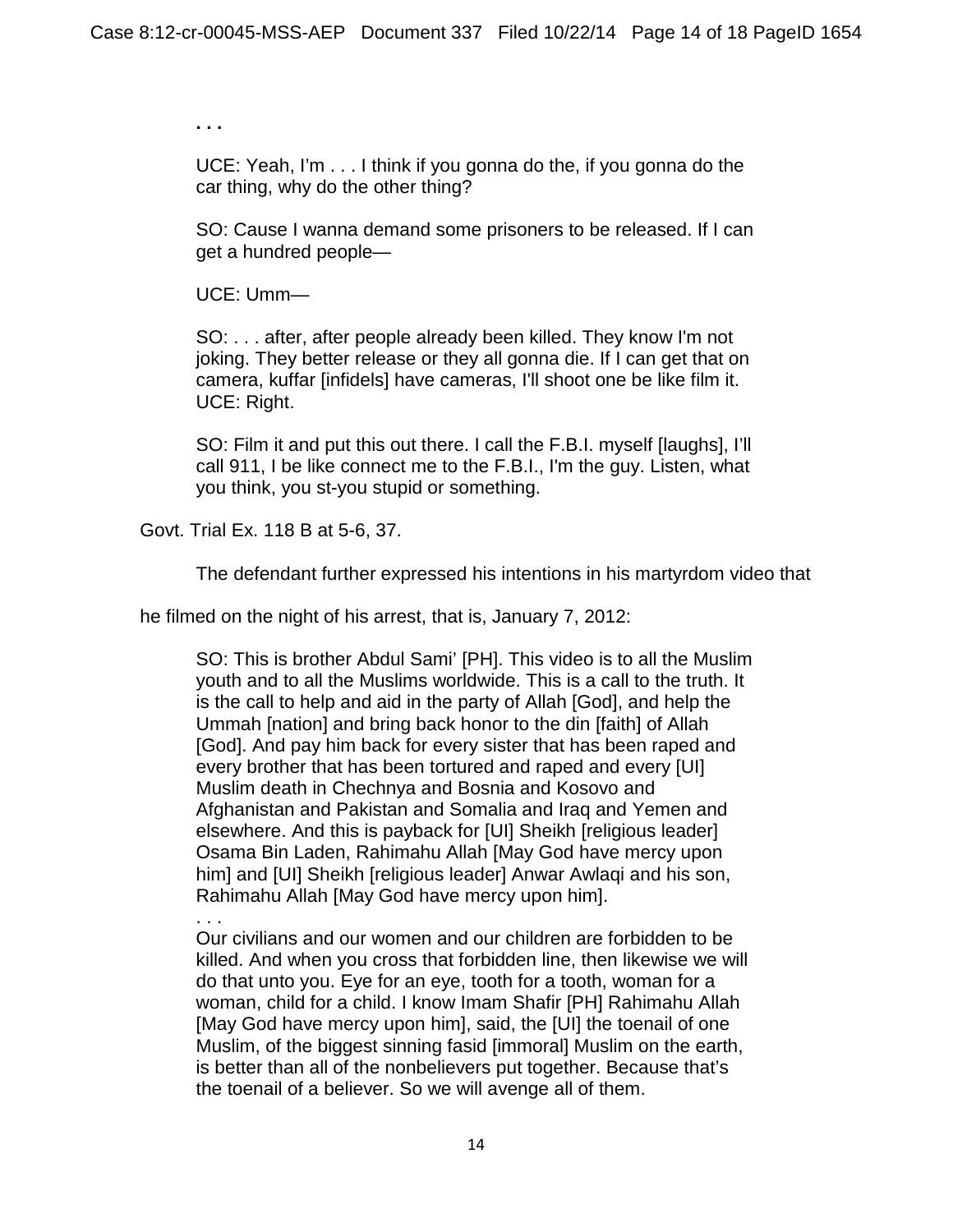. . .

> UCE: Yeah, I'm . . . I think if you gonna do the, if you gonna do the car thing, why do the other thing?
>
> SO: Cause I wanna demand some prisoners to be released. If I can get a hundred people—
>
> UCE: Umm—
>
> SO: . . . after, after people already been killed. They know I'm not joking. They better release or they all gonna die. If I can get that on camera, kuffar [infidels] have cameras, I'll shoot one be like film it.
> UCE: Right.
>
> SO: Film it and put this out there. I call the F.B.I. myself [laughs], I'll call 911, I be like connect me to the F.B.I., I'm the guy. Listen, what you think, you st-you stupid or something.

Govt. Trial Ex. 118 B at 5-6, 37.

The defendant further expressed his intentions in his martyrdom video that he filmed on the night of his arrest, that is, January 7, 2012:

> SO: This is brother Abdul Sami' [PH]. This video is to all the Muslim youth and to all the Muslims worldwide. This is a call to the truth. It is the call to help and aid in the party of Allah [God], and help the Ummah [nation] and bring back honor to the din [faith] of Allah [God]. And pay him back for every sister that has been raped and every brother that has been tortured and raped and every [UI] Muslim death in Chechnya and Bosnia and Kosovo and Afghanistan and Pakistan and Somalia and Iraq and Yemen and elsewhere. And this is payback for [UI] Sheikh [religious leader] Osama Bin Laden, Rahimahu Allah [May God have mercy upon him] and [UI] Sheikh [religious leader] Anwar Awlaqi and his son, Rahimahu Allah [May God have mercy upon him].
> . . .
> Our civilians and our women and our children are forbidden to be killed. And when you cross that forbidden line, then likewise we will do that unto you. Eye for an eye, tooth for a tooth, woman for a woman, child for a child. I know Imam Shafir [PH] Rahimahu Allah [May God have mercy upon him], said, the [UI] the toenail of one Muslim, of the biggest sinning fasid [immoral] Muslim on the earth, is better than all of the nonbelievers put together. Because that's the toenail of a believer. So we will avenge all of them.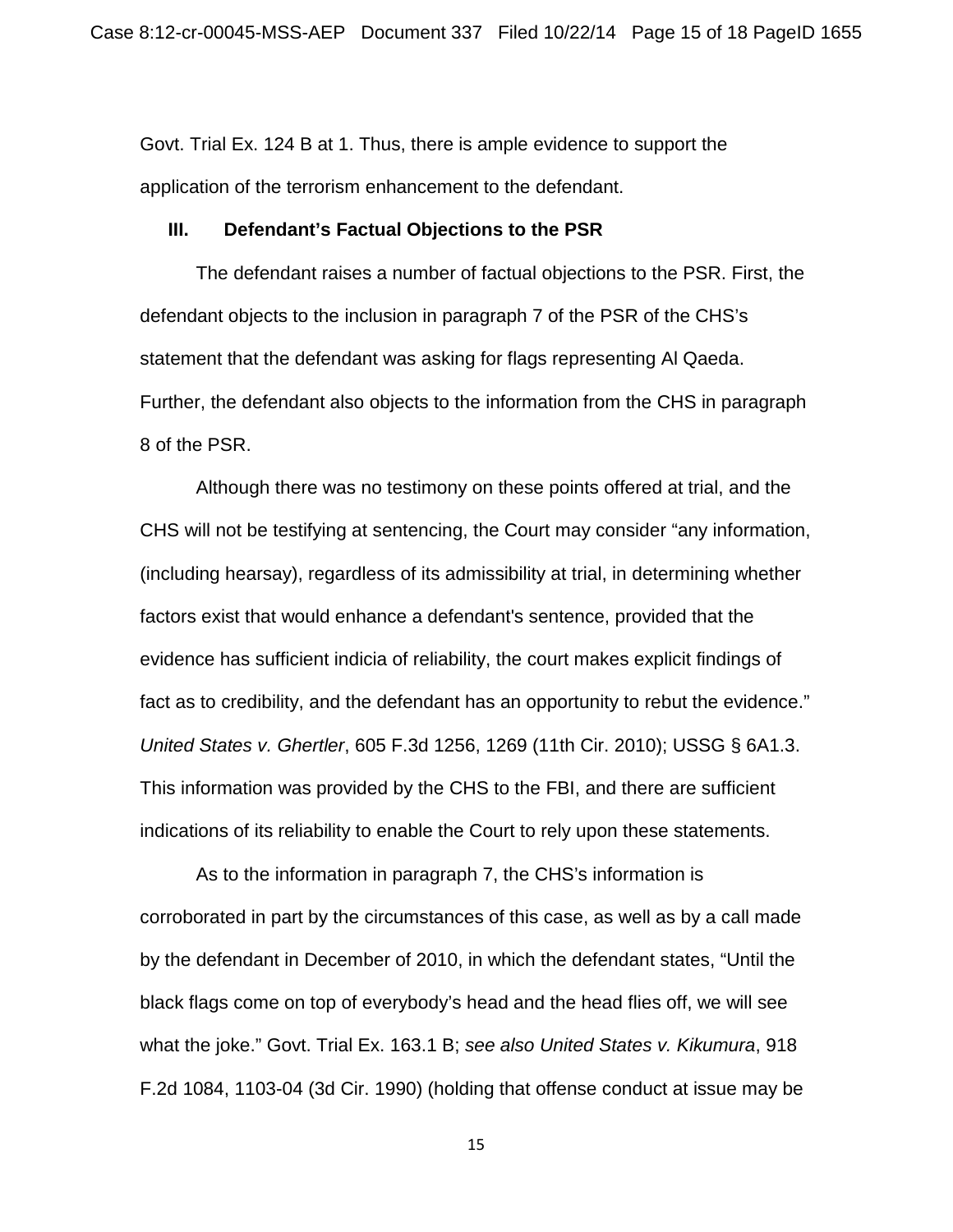Govt. Trial Ex. 124 B at 1. Thus, there is ample evidence to support the application of the terrorism enhancement to the defendant.

### III. Defendant's Factual Objections to the PSR

The defendant raises a number of factual objections to the PSR. First, the defendant objects to the inclusion in paragraph 7 of the PSR of the CHS's statement that the defendant was asking for flags representing Al Qaeda. Further, the defendant also objects to the information from the CHS in paragraph 8 of the PSR.

Although there was no testimony on these points offered at trial, and the CHS will not be testifying at sentencing, the Court may consider "any information, (including hearsay), regardless of its admissibility at trial, in determining whether factors exist that would enhance a defendant's sentence, provided that the evidence has sufficient indicia of reliability, the court makes explicit findings of fact as to credibility, and the defendant has an opportunity to rebut the evidence." *United States v. Ghertler*, 605 F.3d 1256, 1269 (11th Cir. 2010); USSG § 6A1.3. This information was provided by the CHS to the FBI, and there are sufficient indications of its reliability to enable the Court to rely upon these statements.

As to the information in paragraph 7, the CHS's information is corroborated in part by the circumstances of this case, as well as by a call made by the defendant in December of 2010, in which the defendant states, "Until the black flags come on top of everybody's head and the head flies off, we will see what the joke." Govt. Trial Ex. 163.1 B; *see also United States v. Kikumura*, 918 F.2d 1084, 1103-04 (3d Cir. 1990) (holding that offense conduct at issue may be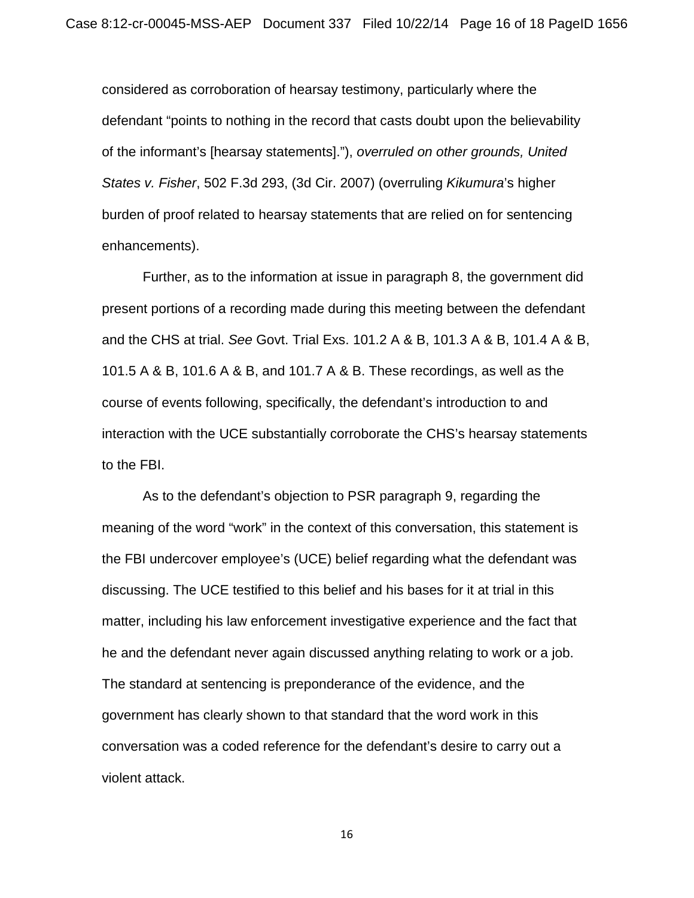considered as corroboration of hearsay testimony, particularly where the defendant "points to nothing in the record that casts doubt upon the believability of the informant's [hearsay statements]."), *overruled on other grounds, United States v. Fisher*, 502 F.3d 293, (3d Cir. 2007) (overruling *Kikumura*'s higher burden of proof related to hearsay statements that are relied on for sentencing enhancements).

Further, as to the information at issue in paragraph 8, the government did present portions of a recording made during this meeting between the defendant and the CHS at trial. *See* Govt. Trial Exs. 101.2 A & B, 101.3 A & B, 101.4 A & B, 101.5 A & B, 101.6 A & B, and 101.7 A & B. These recordings, as well as the course of events following, specifically, the defendant's introduction to and interaction with the UCE substantially corroborate the CHS's hearsay statements to the FBI.

As to the defendant's objection to PSR paragraph 9, regarding the meaning of the word "work" in the context of this conversation, this statement is the FBI undercover employee's (UCE) belief regarding what the defendant was discussing. The UCE testified to this belief and his bases for it at trial in this matter, including his law enforcement investigative experience and the fact that he and the defendant never again discussed anything relating to work or a job. The standard at sentencing is preponderance of the evidence, and the government has clearly shown to that standard that the word work in this conversation was a coded reference for the defendant's desire to carry out a violent attack.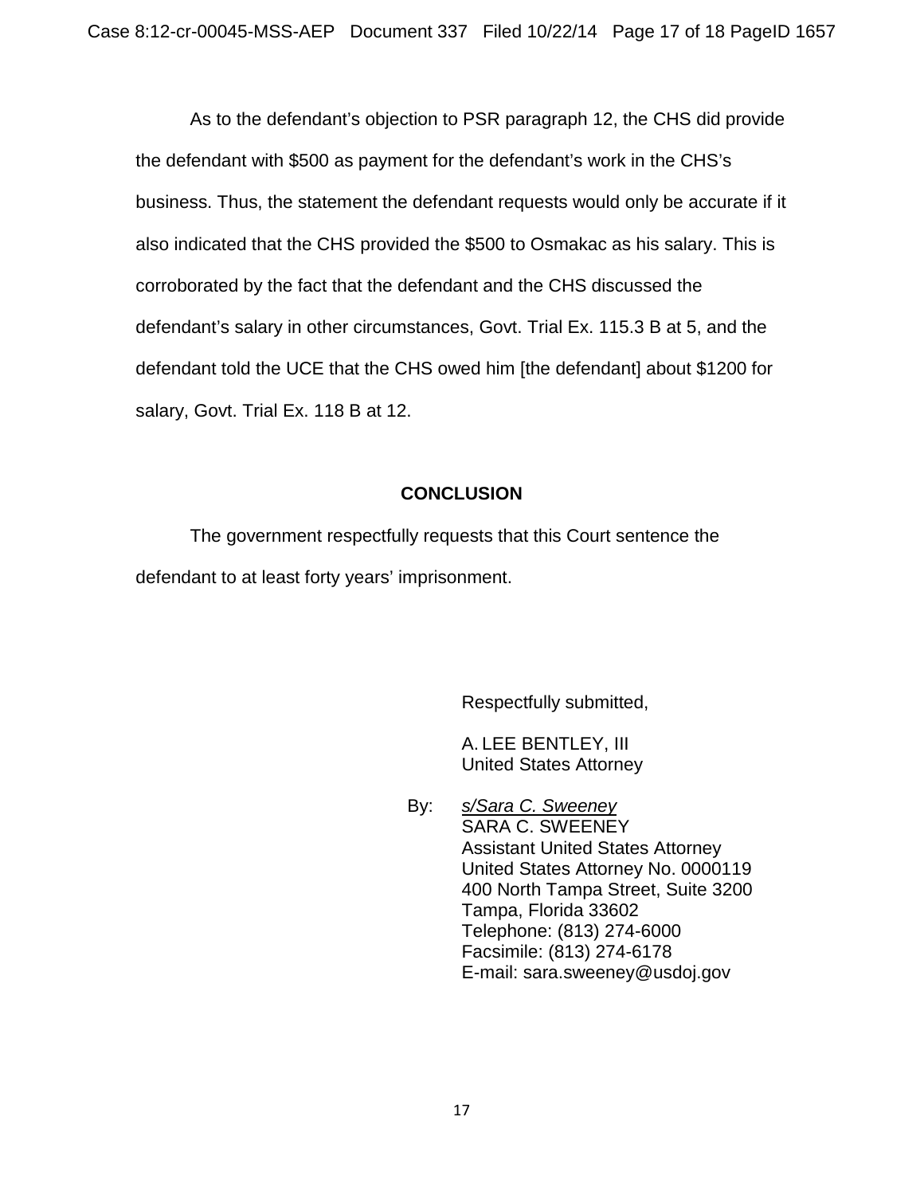As to the defendant's objection to PSR paragraph 12, the CHS did provide the defendant with $500 as payment for the defendant's work in the CHS's business. Thus, the statement the defendant requests would only be accurate if it also indicated that the CHS provided the $500 to Osmakac as his salary. This is corroborated by the fact that the defendant and the CHS discussed the defendant's salary in other circumstances, Govt. Trial Ex. 115.3 B at 5, and the defendant told the UCE that the CHS owed him [the defendant] about $1200 for salary, Govt. Trial Ex. 118 B at 12.

## CONCLUSION

The government respectfully requests that this Court sentence the defendant to at least forty years' imprisonment.

Respectfully submitted,

A. LEE BENTLEY, III
United States Attorney

By: *s/Sara C. Sweeney*
SARA C. SWEENEY
Assistant United States Attorney
United States Attorney No. 0000119
400 North Tampa Street, Suite 3200
Tampa, Florida 33602
Telephone: (813) 274-6000
Facsimile: (813) 274-6178
E-mail: sara.sweeney@usdoj.gov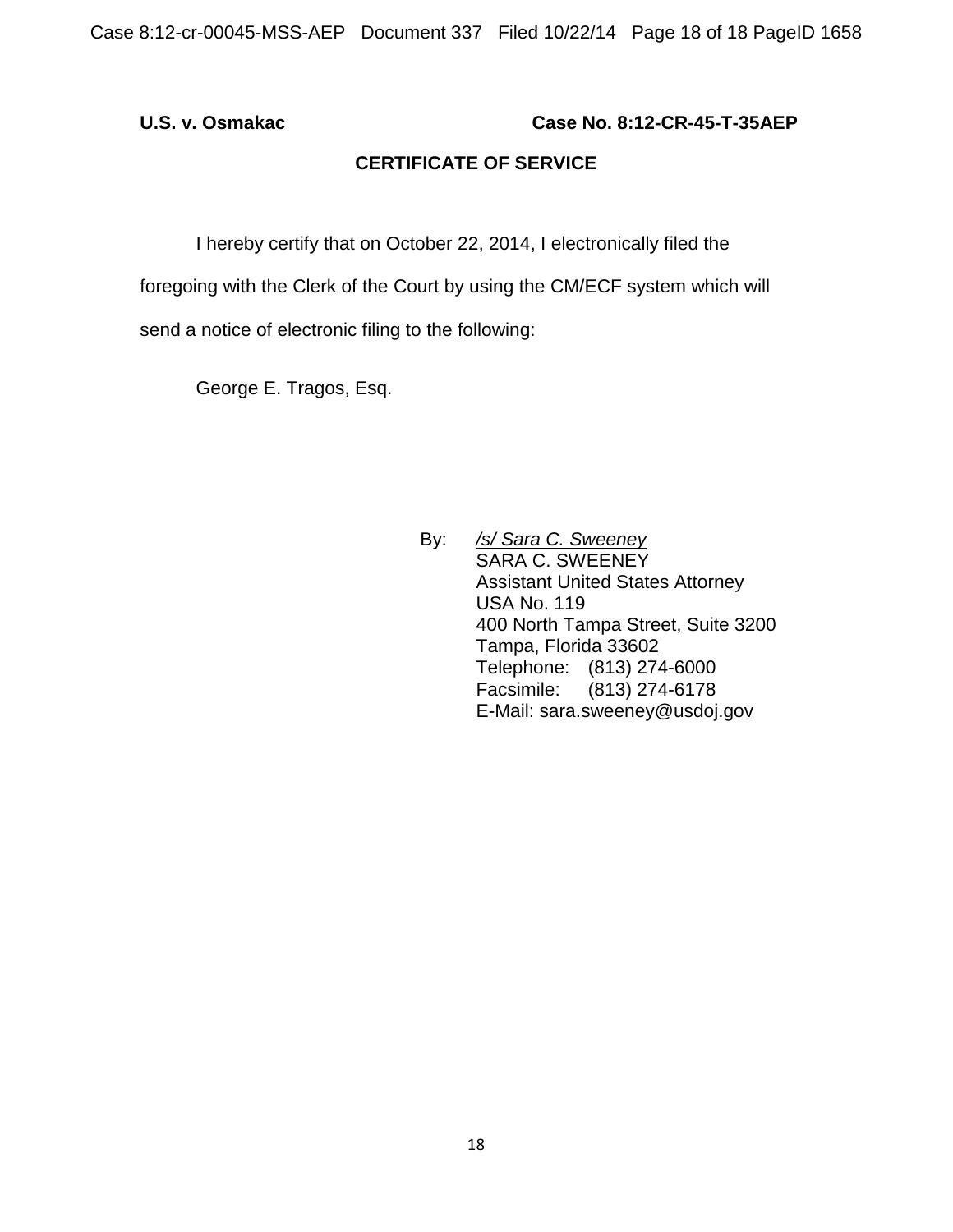**U.S. v. Osmakac** **Case No. 8:12-CR-45-T-35AEP**

## CERTIFICATE OF SERVICE

I hereby certify that on October 22, 2014, I electronically filed the foregoing with the Clerk of the Court by using the CM/ECF system which will send a notice of electronic filing to the following:

George E. Tragos, Esq.

By: */s/ Sara C. Sweeney*
SARA C. SWEENEY
Assistant United States Attorney
USA No. 119
400 North Tampa Street, Suite 3200
Tampa, Florida 33602
Telephone: (813) 274-6000
Facsimile: (813) 274-6178
E-Mail: sara.sweeney@usdoj.gov